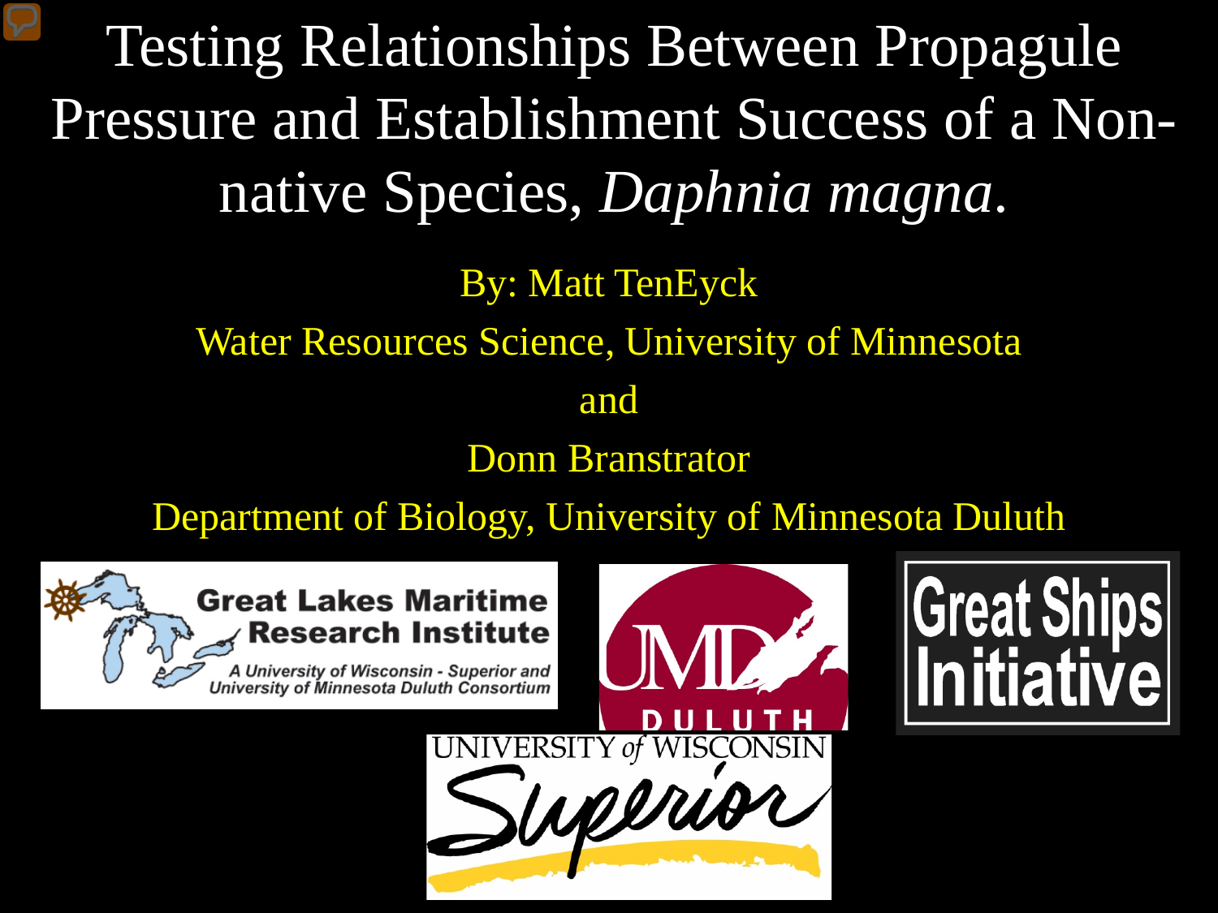# Testing Relationships Between Propagule Pressure and Establishment Success of a Non-native Species, *Daphnia magna*.

By: Matt TenEyck

Water Resources Science, University of Minnesota

and

Donn Branstrator

Department of Biology, University of Minnesota Duluth

Great Lakes Maritime Research Institute

A University of Wisconsin - Superior and University of Minnesota Duluth Consortium

UMD DULUTH

Great Ships Initiative

UNIVERSITY of WISCONSIN Superior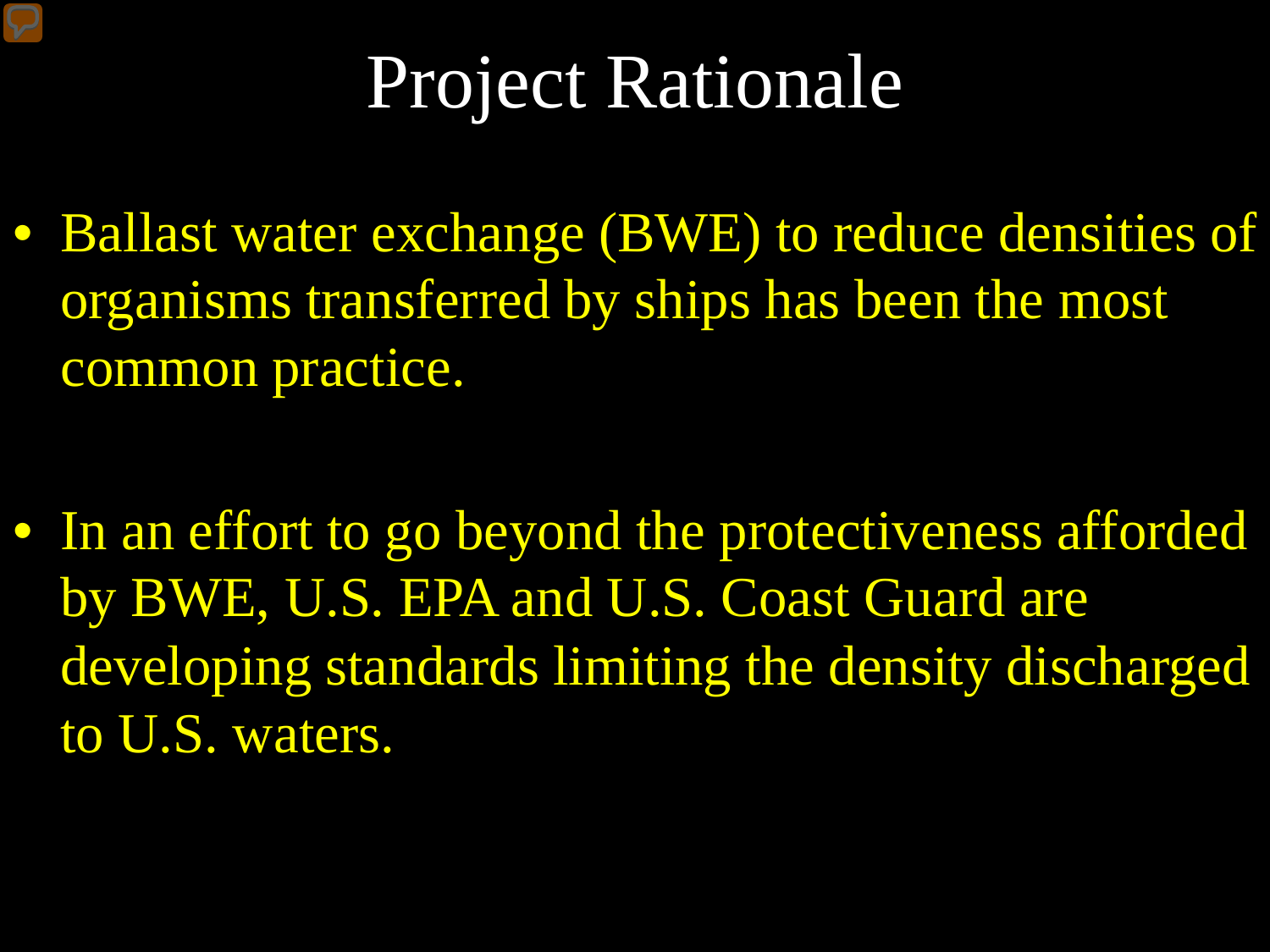# Project Rationale

- Ballast water exchange (BWE) to reduce densities of organisms transferred by ships has been the most common practice.

- In an effort to go beyond the protectiveness afforded by BWE, U.S. EPA and U.S. Coast Guard are developing standards limiting the density discharged to U.S. waters.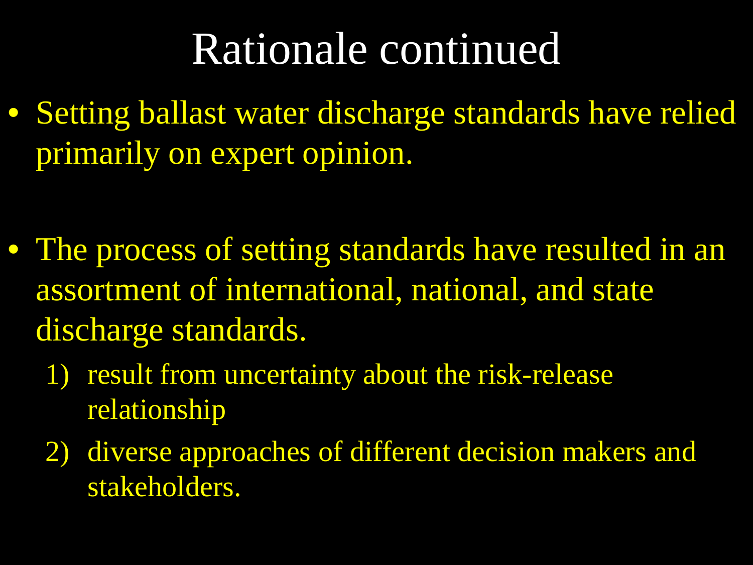# Rationale continued

- Setting ballast water discharge standards have relied primarily on expert opinion.

- The process of setting standards have resulted in an assortment of international, national, and state discharge standards.
    1) result from uncertainty about the risk-release relationship
    2) diverse approaches of different decision makers and stakeholders.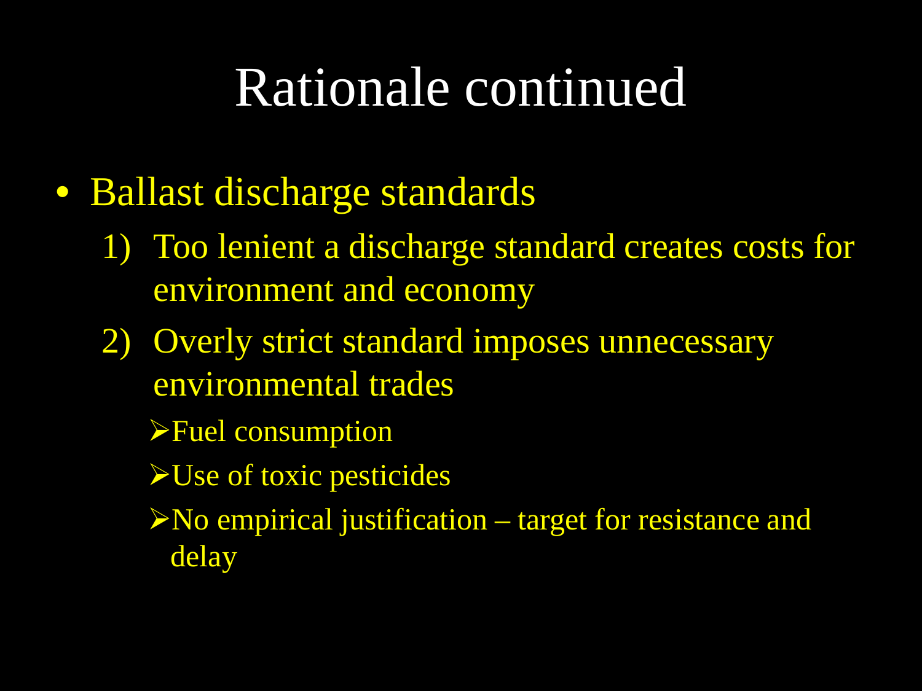# Rationale continued

- Ballast discharge standards
  1) Too lenient a discharge standard creates costs for environment and economy
  2) Overly strict standard imposes unnecessary environmental trades
     - Fuel consumption
     - Use of toxic pesticides
     - No empirical justification – target for resistance and delay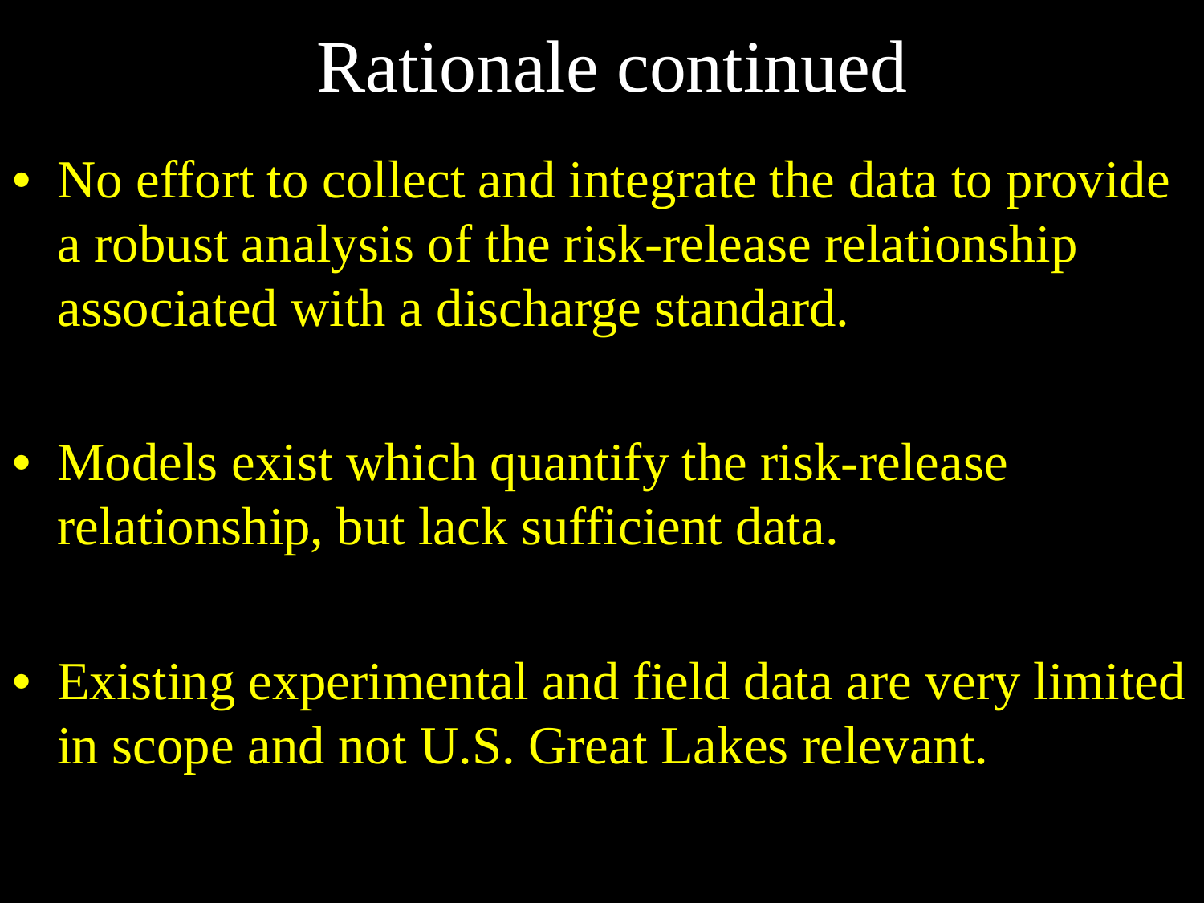# Rationale continued

- No effort to collect and integrate the data to provide a robust analysis of the risk-release relationship associated with a discharge standard.
- Models exist which quantify the risk-release relationship, but lack sufficient data.
- Existing experimental and field data are very limited in scope and not U.S. Great Lakes relevant.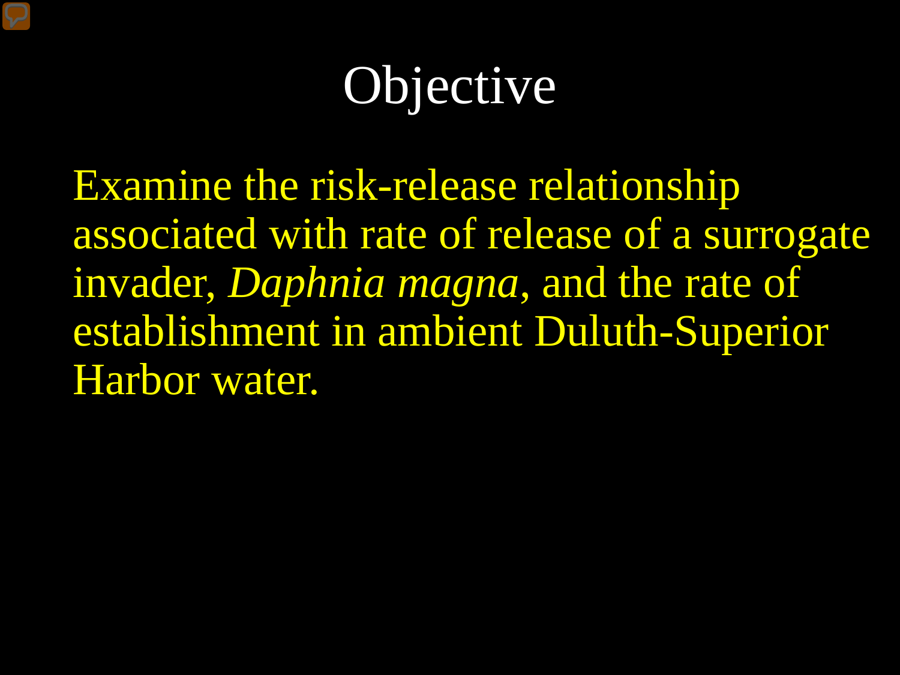# Objective

Examine the risk-release relationship associated with rate of release of a surrogate invader, *Daphnia magna*, and the rate of establishment in ambient Duluth-Superior Harbor water.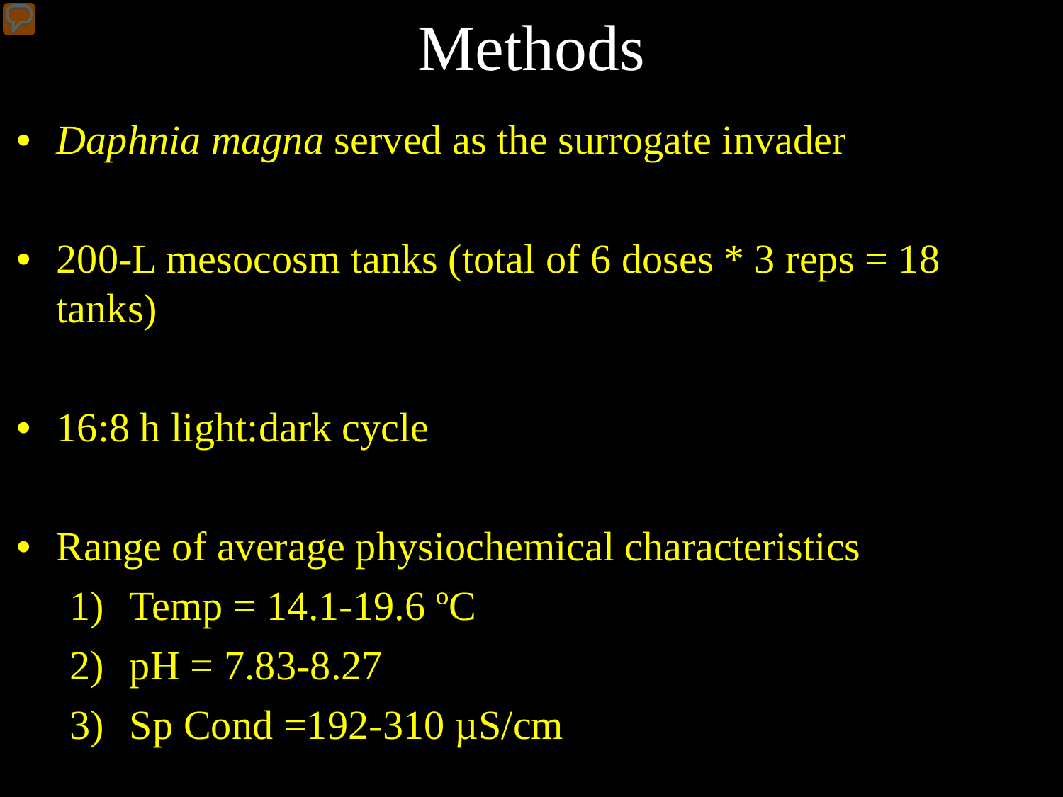# Methods

- *Daphnia magna* served as the surrogate invader
- 200-L mesocosm tanks (total of 6 doses * 3 reps = 18 tanks)
- 16:8 h light:dark cycle
- Range of average physiochemical characteristics
  1) Temp = 14.1-19.6 ºC
  2) pH = 7.83-8.27
  3) Sp Cond =192-310 µS/cm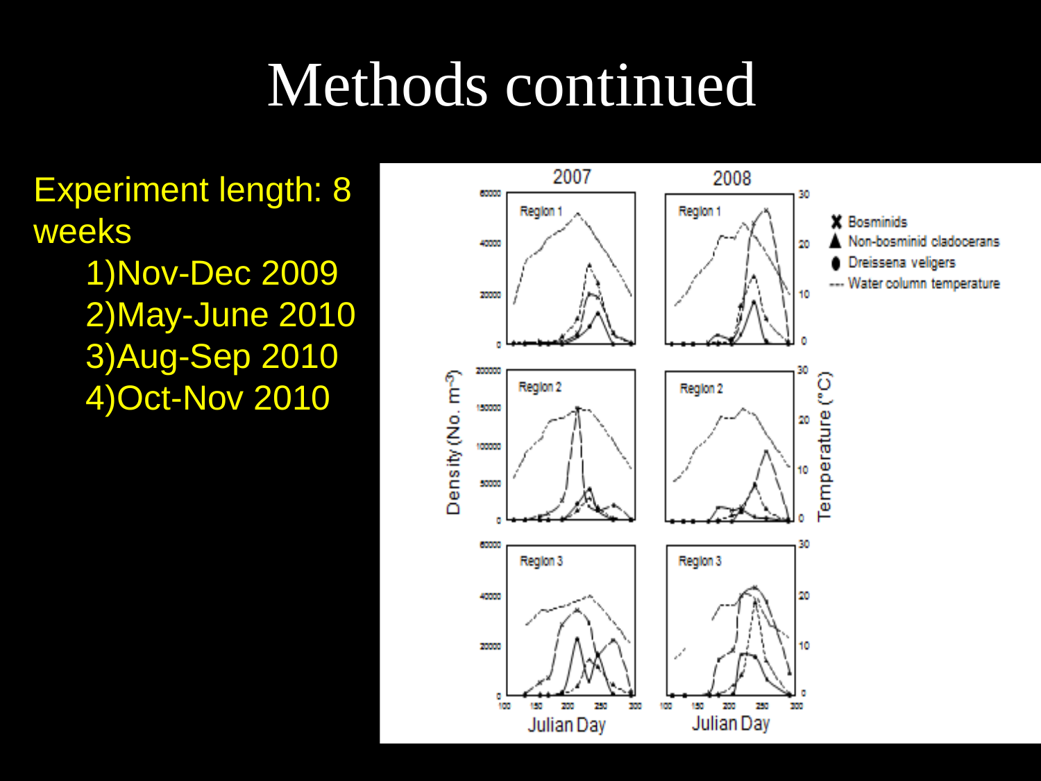# Methods continued

Experiment length: 8 weeks

1) Nov-Dec 2009
2) May-June 2010
3) Aug-Sep 2010
4) Oct-Nov 2010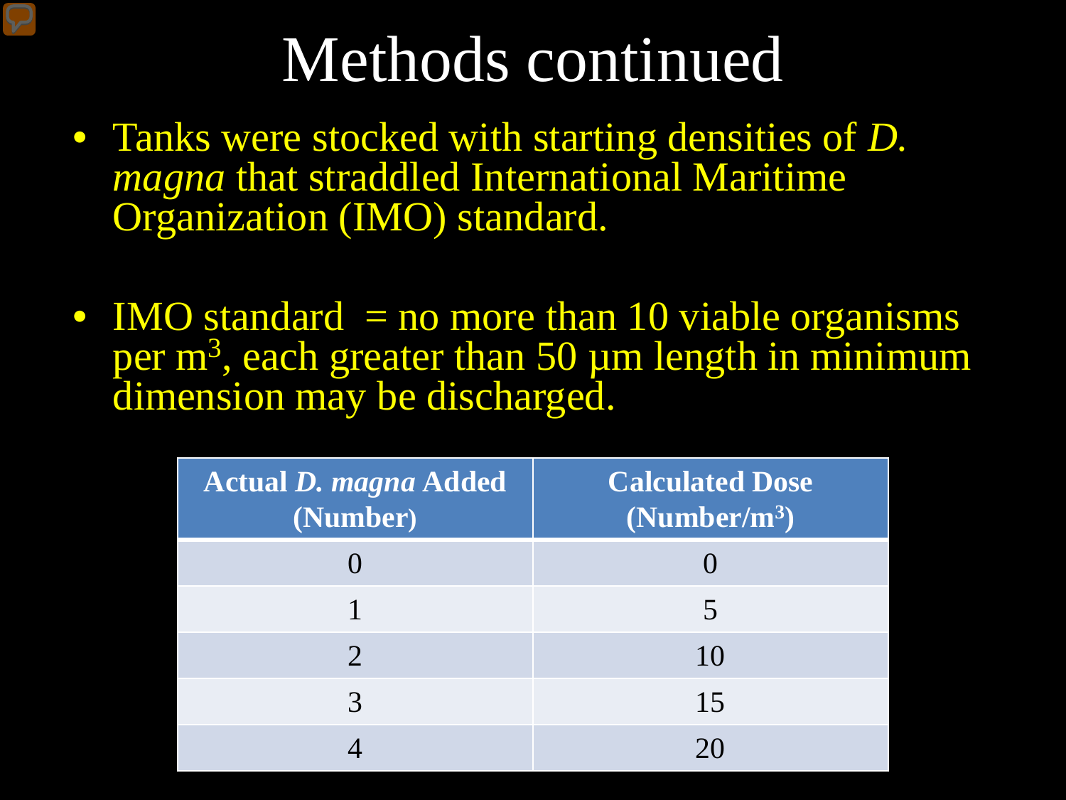# Methods continued

- Tanks were stocked with starting densities of *D. magna* that straddled International Maritime Organization (IMO) standard.

- IMO standard = no more than 10 viable organisms per $m^3$, each greater than 50 µm length in minimum dimension may be discharged.

| **Actual *D. magna* Added (Number)** | **Calculated Dose (Number/$m^3$)** |
| --- | --- |
| 0 | 0 |
| 1 | 5 |
| 2 | 10 |
| 3 | 15 |
| 4 | 20 |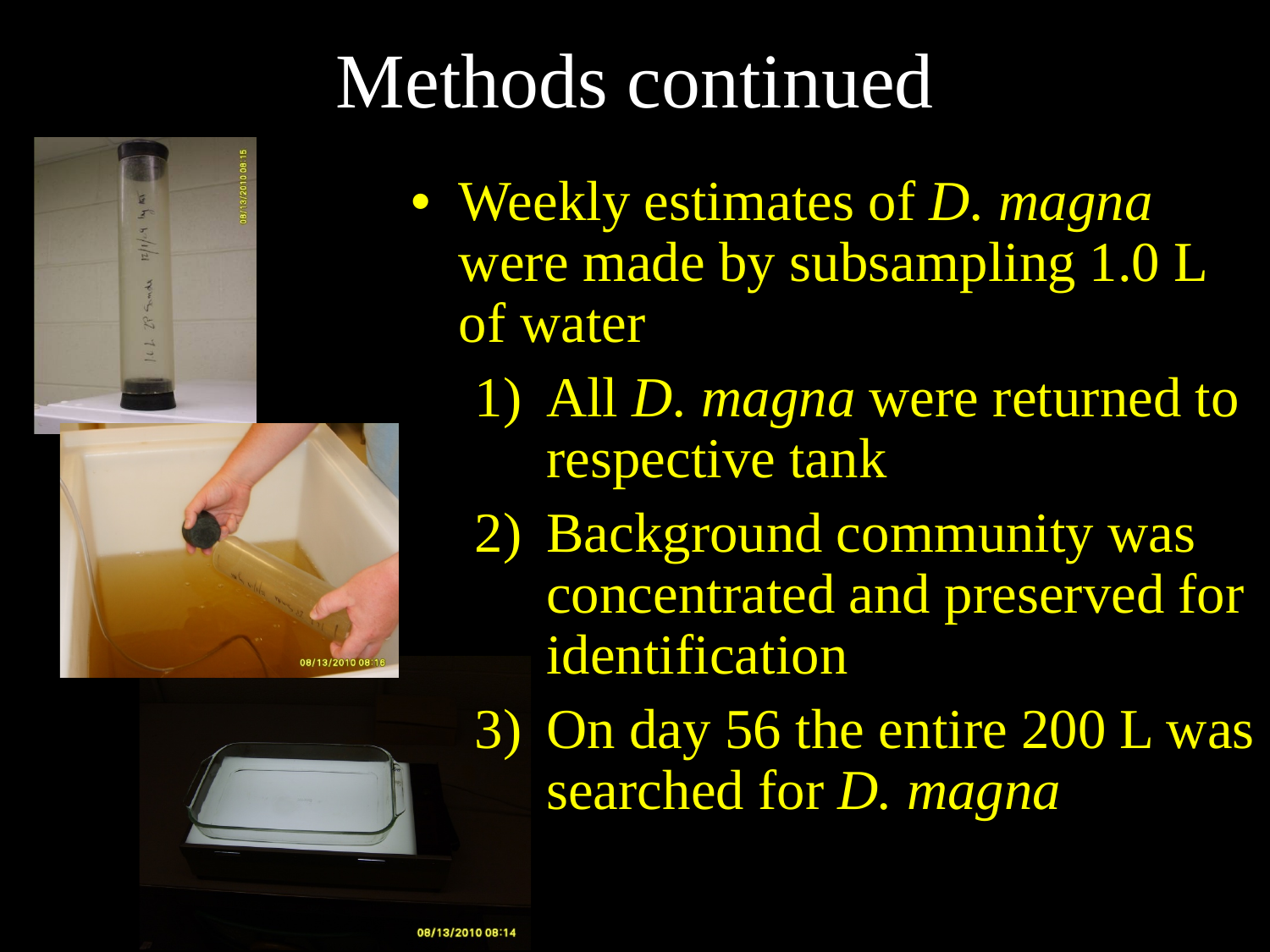# Methods continued

- Weekly estimates of *D. magna* were made by subsampling 1.0 L of water
  1) All *D. magna* were returned to respective tank
  2) Background community was concentrated and preserved for identification
  3) On day 56 the entire 200 L was searched for *D. magna*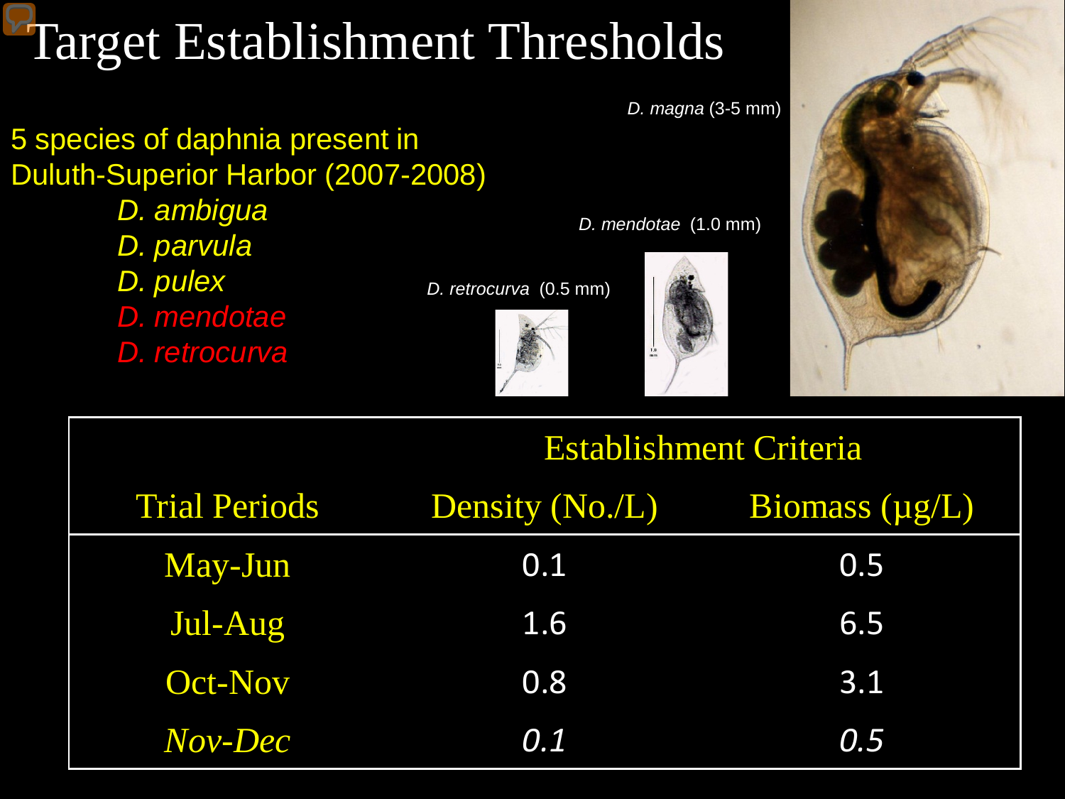# Target Establishment Thresholds

5 species of daphnia present in Duluth-Superior Harbor (2007-2008)

- *D. ambigua*
- *D. parvula*
- *D. pulex*
- *D. mendotae*
- *D. retrocurva*

*D. magna* (3-5 mm)

*D. mendotae* (1.0 mm)

*D. retrocurva* (0.5 mm)

| | Establishment Criteria | |
|---|---|---|
| Trial Periods | Density (No./L) | Biomass (µg/L) |
| May-Jun | 0.1 | 0.5 |
| Jul-Aug | 1.6 | 6.5 |
| Oct-Nov | 0.8 | 3.1 |
| *Nov-Dec* | *0.1* | *0.5* |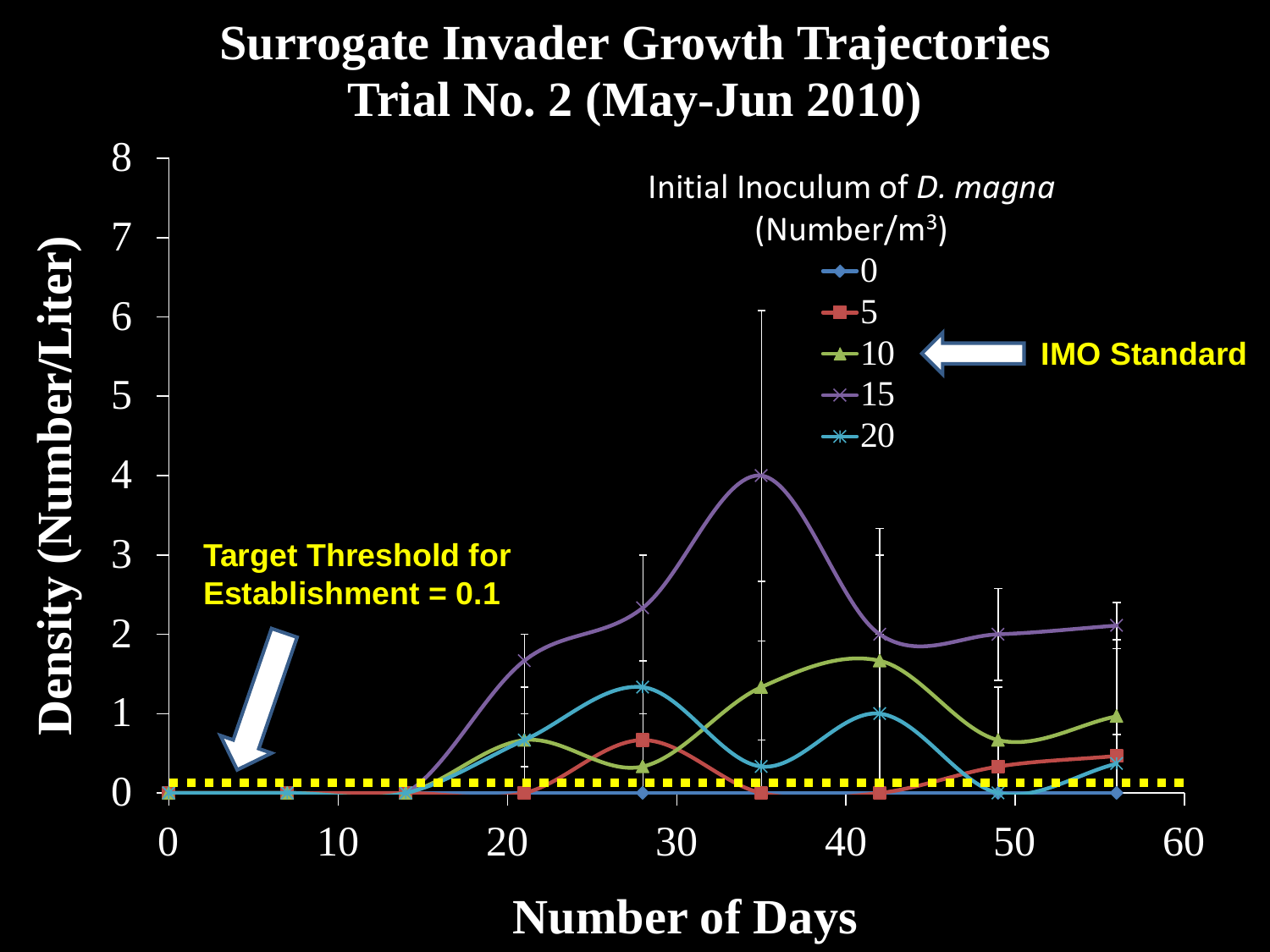# Surrogate Invader Growth Trajectories
# Trial No. 2 (May-Jun 2010)

Density (Number/Liter)

Number of Days

Initial Inoculum of *D. magna* (Number/$m^3$)

- 0
- 5
- 10
- 15
- 20

**IMO Standard**

**Target Threshold for Establishment = 0.1**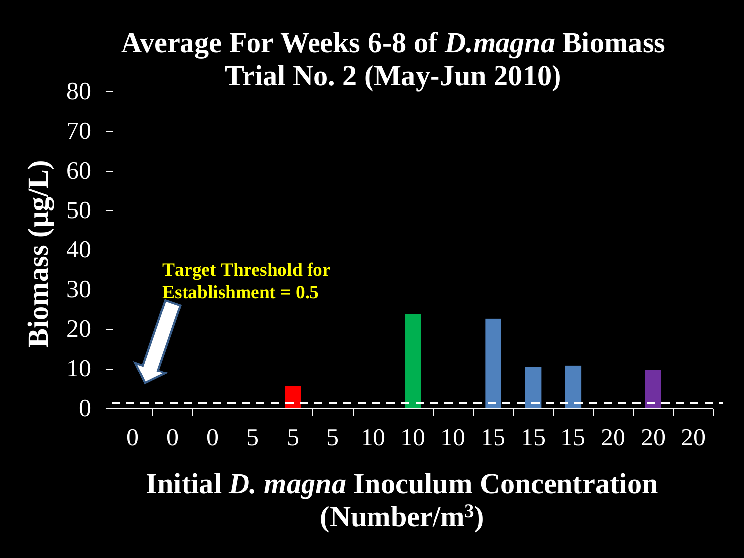# Average For Weeks 6-8 of *D.magna* Biomass
## Trial No. 2 (May-Jun 2010)

**Target Threshold for Establishment = 0.5**

| Initial *D. magna* Inoculum Concentration (Number/$m^3$) | Biomass (µg/L) |
|---|---|
| 0 | |
| 0 | |
| 0 | |
| 5 | |
| 5 | 5.6 |
| 5 | |
| 10 | |
| 10 | 23.8 |
| 10 | |
| 15 | 22.6 |
| 15 | 10.5 |
| 15 | 10.8 |
| 20 | |
| 20 | 9.8 |
| 20 | |

Y-axis: **Biomass (µg/L)** — 0, 10, 20, 30, 40, 50, 60, 70, 80

X-axis: **Initial *D. magna* Inoculum Concentration (Number/$m^3$)**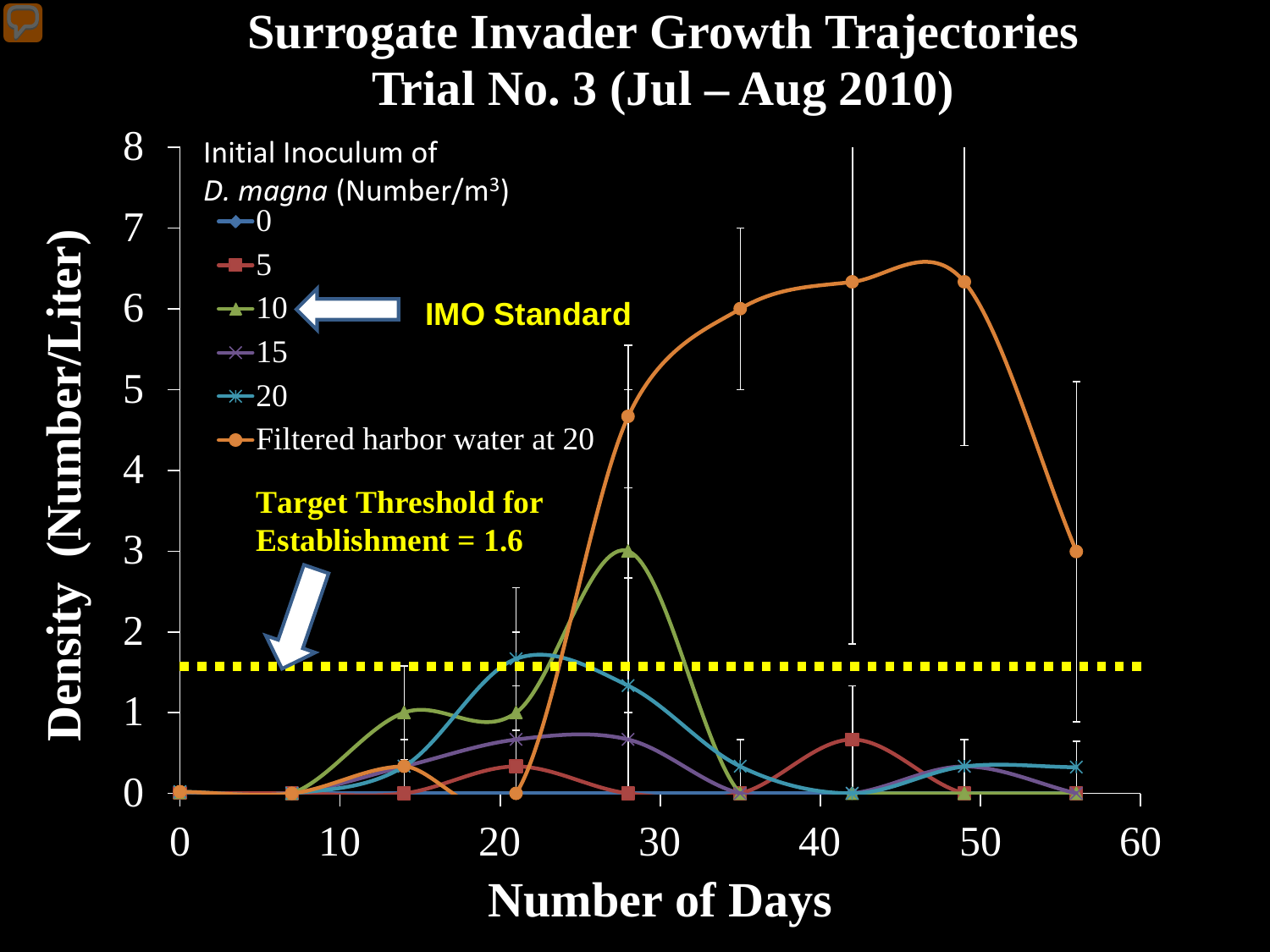# Surrogate Invader Growth Trajectories Trial No. 3 (Jul – Aug 2010)

Initial Inoculum of *D. magna* (Number/m³)

- 0
- 5
- 10 — IMO Standard
- 15
- 20
- Filtered harbor water at 20

Target Threshold for Establishment = 1.6

Density (Number/Liter)

Number of Days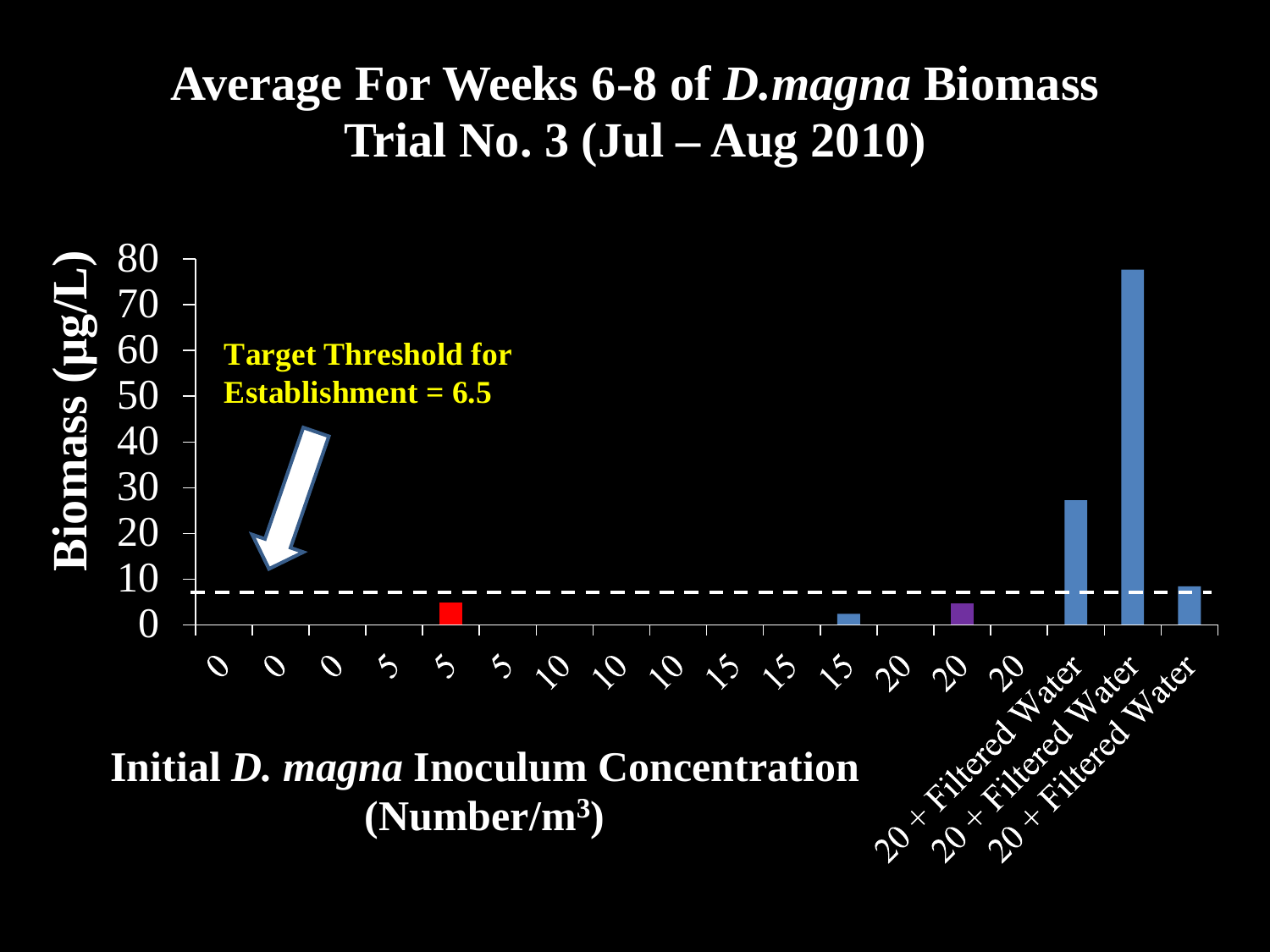# Average For Weeks 6-8 of *D.magna* Biomass Trial No. 3 (Jul – Aug 2010)

Biomass (µg/L)

Target Threshold for Establishment = 6.5

0, 10, 20, 30, 40, 50, 60, 70, 80

0, 0, 0, 5, 5, 5, 10, 10, 10, 15, 15, 15, 20, 20, 20, 20 × Filtered Water, 20 × Filtered Water, 20 × Filtered Water

**Initial *D. magna* Inoculum Concentration (Number/m$^3$)**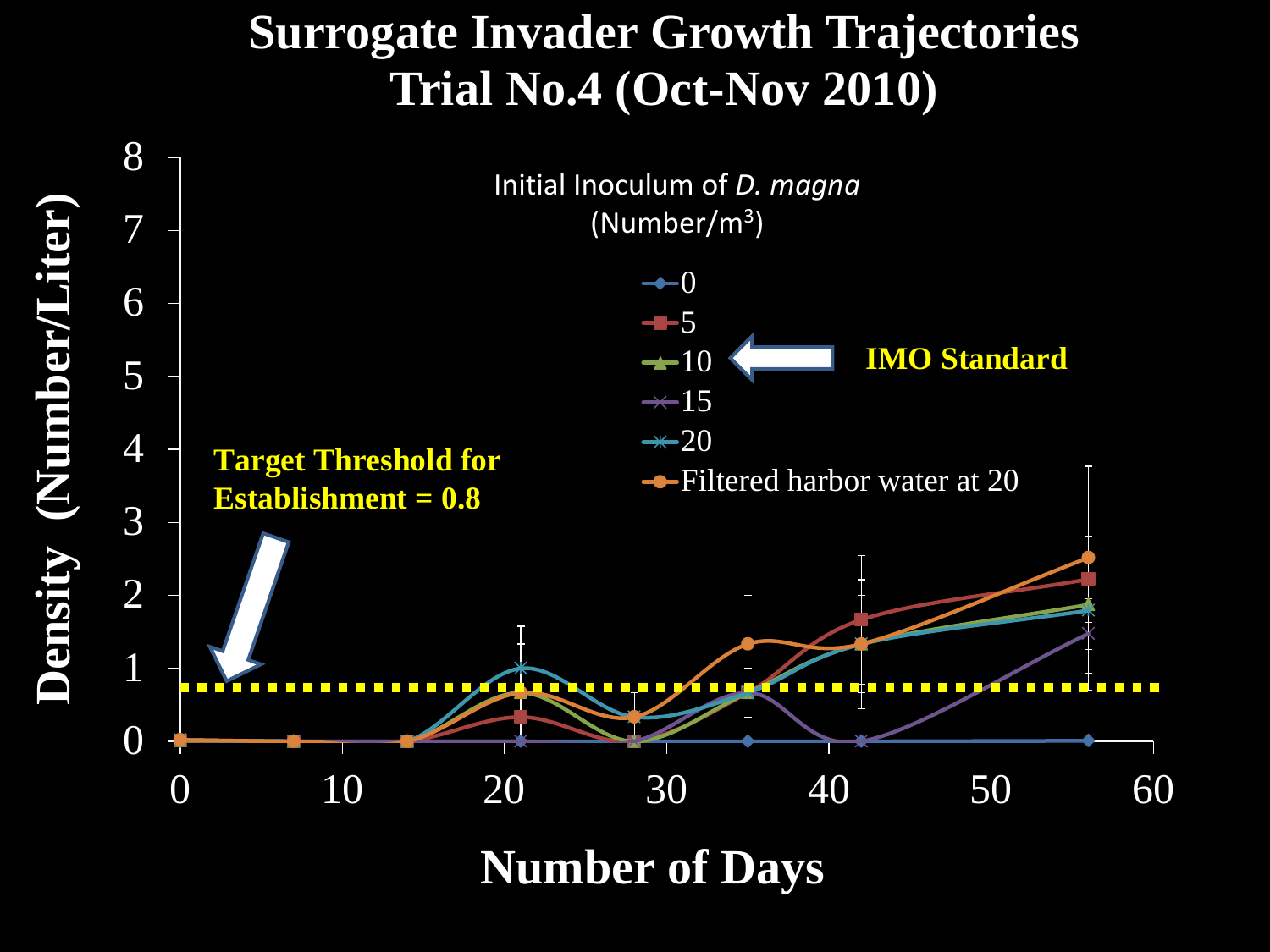# Surrogate Invader Growth Trajectories
# Trial No.4 (Oct-Nov 2010)

Initial Inoculum of *D. magna* (Number/$m^3$)

- 0
- 5
- 10 ← **IMO Standard**
- 15
- 20
- Filtered harbor water at 20

**Target Threshold for Establishment = 0.8**

Density (Number/Liter)

Number of Days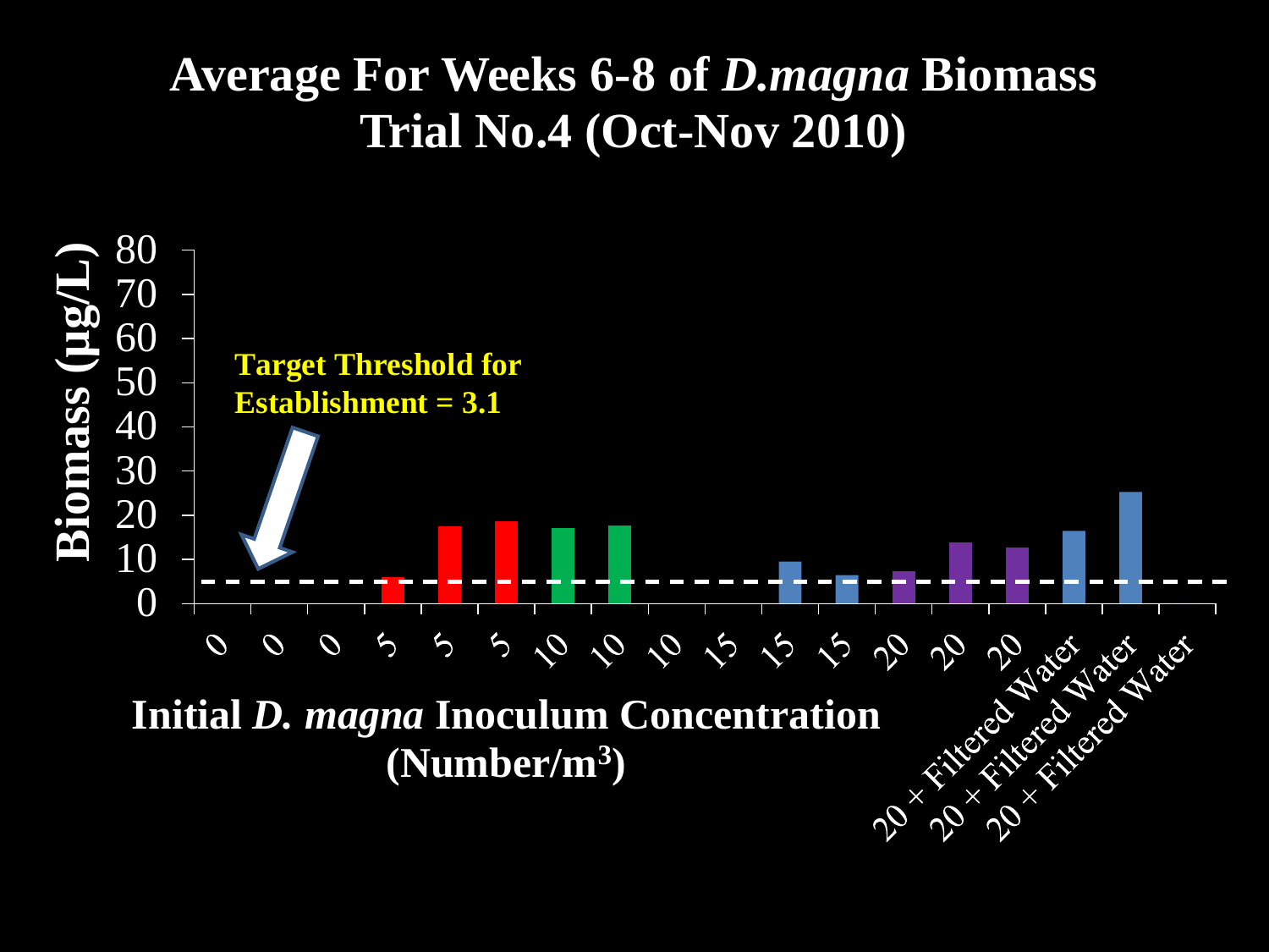# Average For Weeks 6-8 of *D.magna* Biomass
# Trial No.4 (Oct-Nov 2010)

Biomass (μg/L)

80
70
60
50
40
30
20
10
0

**Target Threshold for Establishment = 3.1**

0 0 0 5 5 5 10 10 10 15 15 15 20 20 20 20 + Filtered Water 20 + Filtered Water 20 + Filtered Water

**Initial *D. magna* Inoculum Concentration (Number/m$^3$)**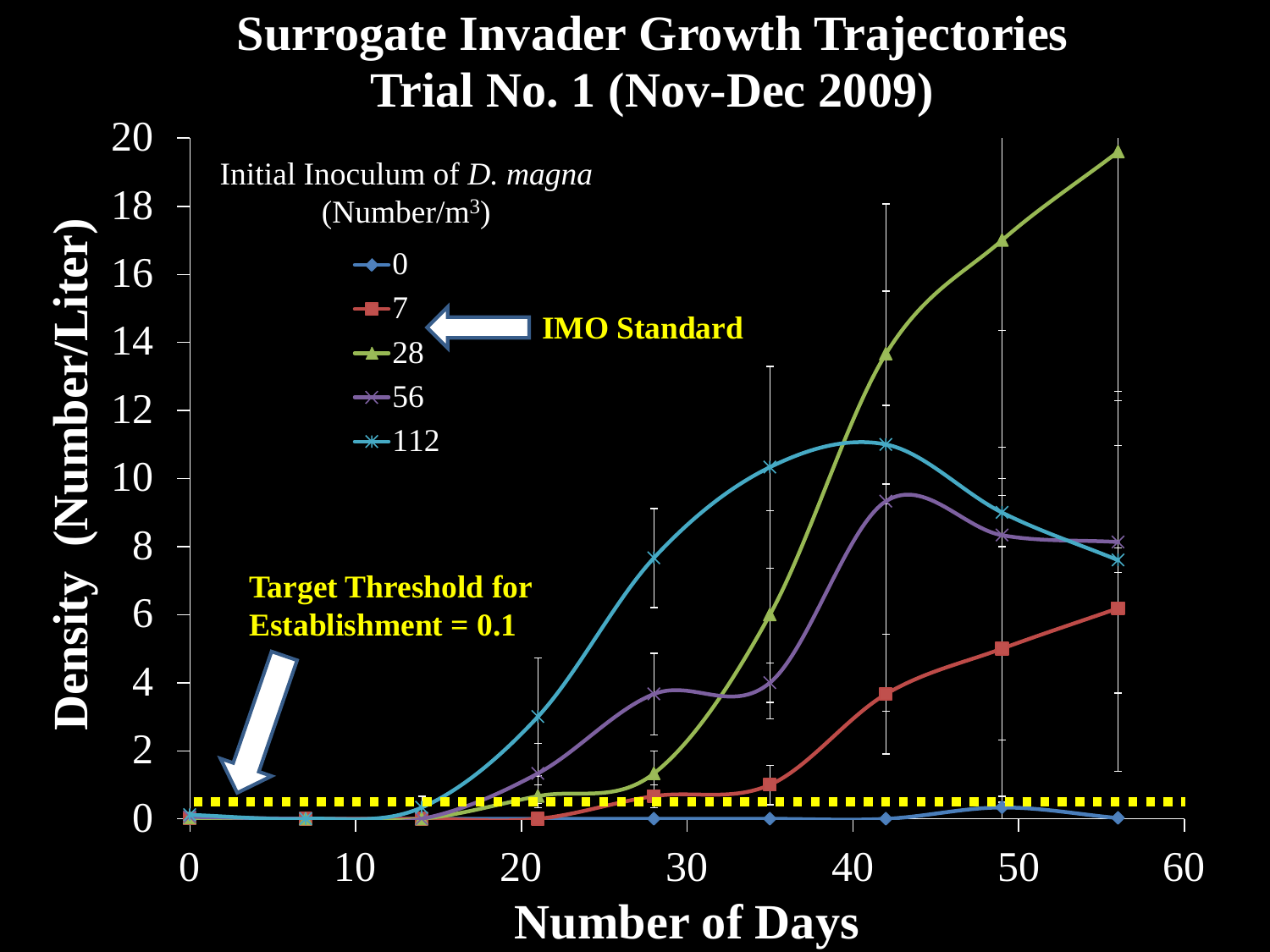# Surrogate Invader Growth Trajectories Trial No. 1 (Nov-Dec 2009)

Initial Inoculum of *D. magna* (Number/$m^3$)

- 0
- 7 ← IMO Standard
- 28
- 56
- 112

Target Threshold for Establishment = 0.1

Density (Number/Liter)

Number of Days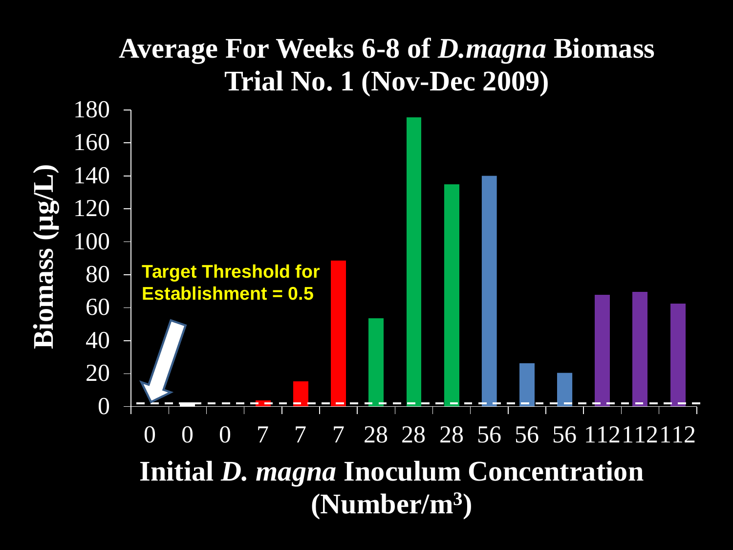# Average For Weeks 6-8 of *D.magna* Biomass
## Trial No. 1 (Nov-Dec 2009)

Biomass (µg/L)

Target Threshold for Establishment = 0.5

| Initial *D. magna* Inoculum Concentration (Number/$m^3$) | Biomass (µg/L) (approx.) |
|---|---|
| 0 | ~0 |
| 0 | ~2 |
| 0 | ~0 |
| 7 | ~3 |
| 7 | ~15 |
| 7 | ~88 |
| 28 | ~53 |
| 28 | ~175 |
| 28 | ~135 |
| 56 | ~140 |
| 56 | ~26 |
| 56 | ~20 |
| 112 | ~68 |
| 112 | ~70 |
| 112 | ~62 |

Initial *D. magna* Inoculum Concentration (Number/$m^3$)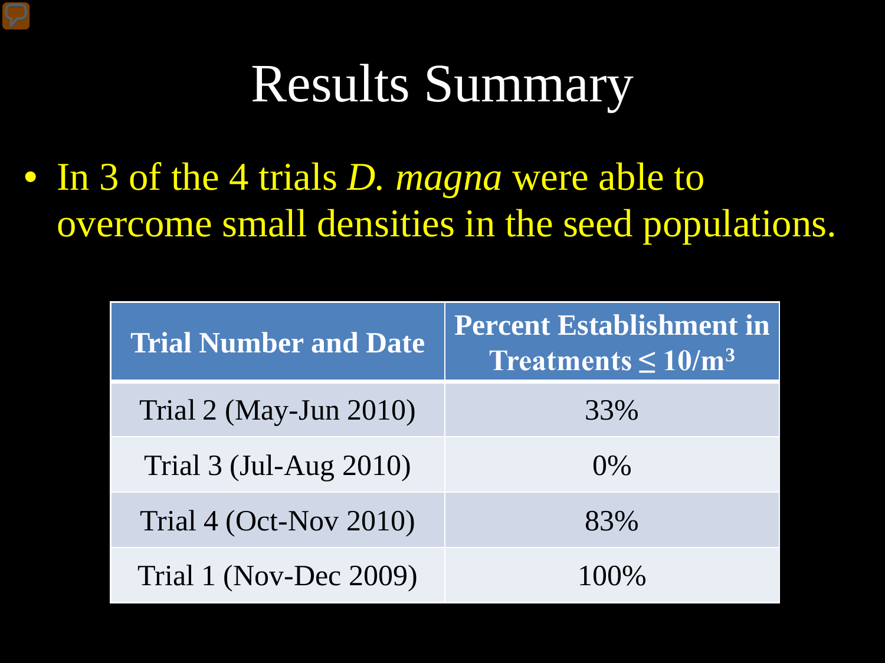# Results Summary

- In 3 of the 4 trials *D. magna* were able to overcome small densities in the seed populations.

| Trial Number and Date | Percent Establishment in Treatments $\leq 10/m^3$ |
|---|---|
| Trial 2 (May-Jun 2010) | 33% |
| Trial 3 (Jul-Aug 2010) | 0% |
| Trial 4 (Oct-Nov 2010) | 83% |
| Trial 1 (Nov-Dec 2009) | 100% |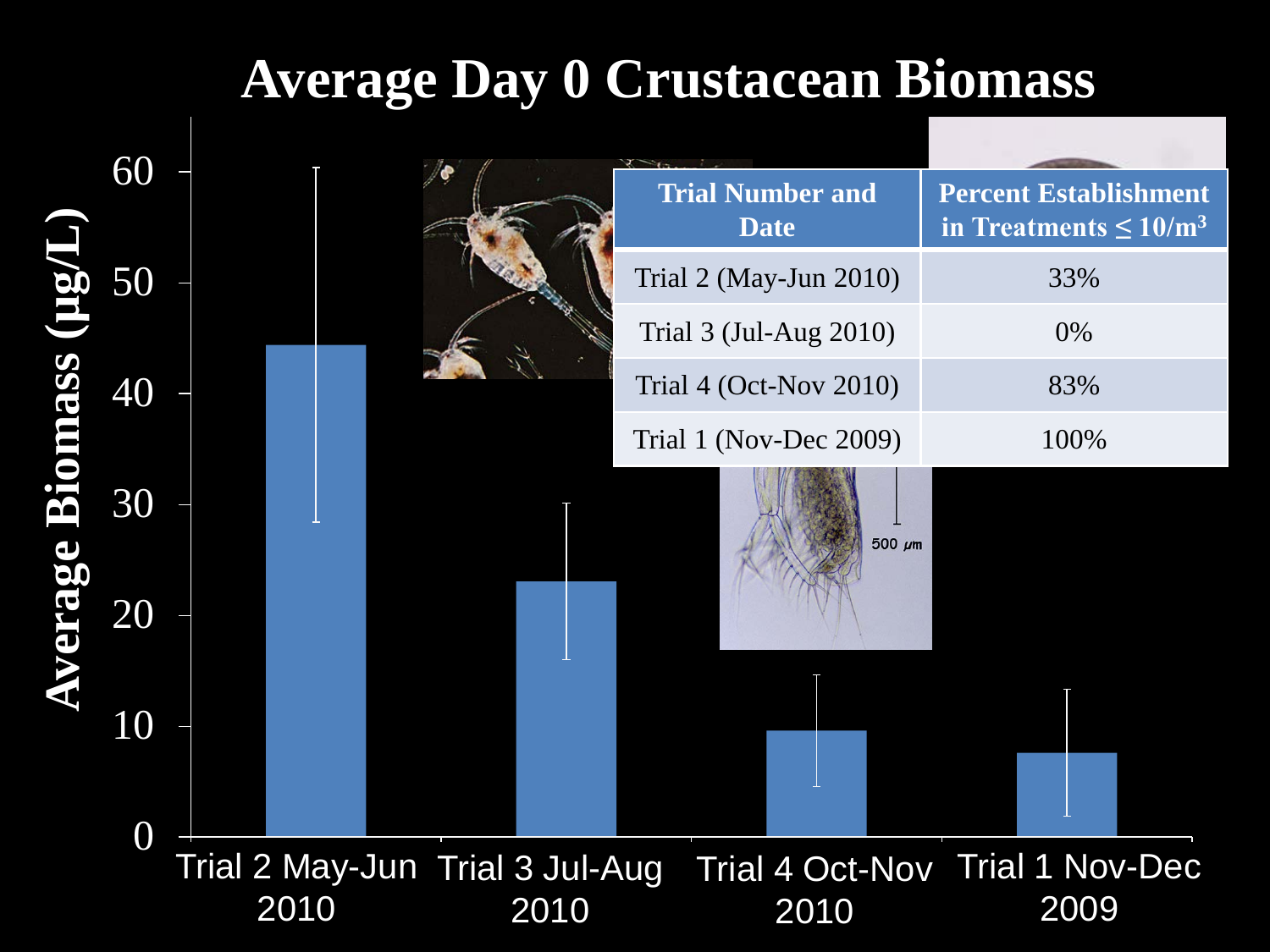# Average Day 0 Crustacean Biomass

| Trial Number and Date | Percent Establishment in Treatments ≤ 10/m$^3$ |
| --- | --- |
| Trial 2 (May-Jun 2010) | 33% |
| Trial 3 (Jul-Aug 2010) | 0% |
| Trial 4 (Oct-Nov 2010) | 83% |
| Trial 1 (Nov-Dec 2009) | 100% |

Average Biomass (µg/L)

Trial 2 May-Jun 2010 | Trial 3 Jul-Aug 2010 | Trial 4 Oct-Nov 2010 | Trial 1 Nov-Dec 2009

500 µm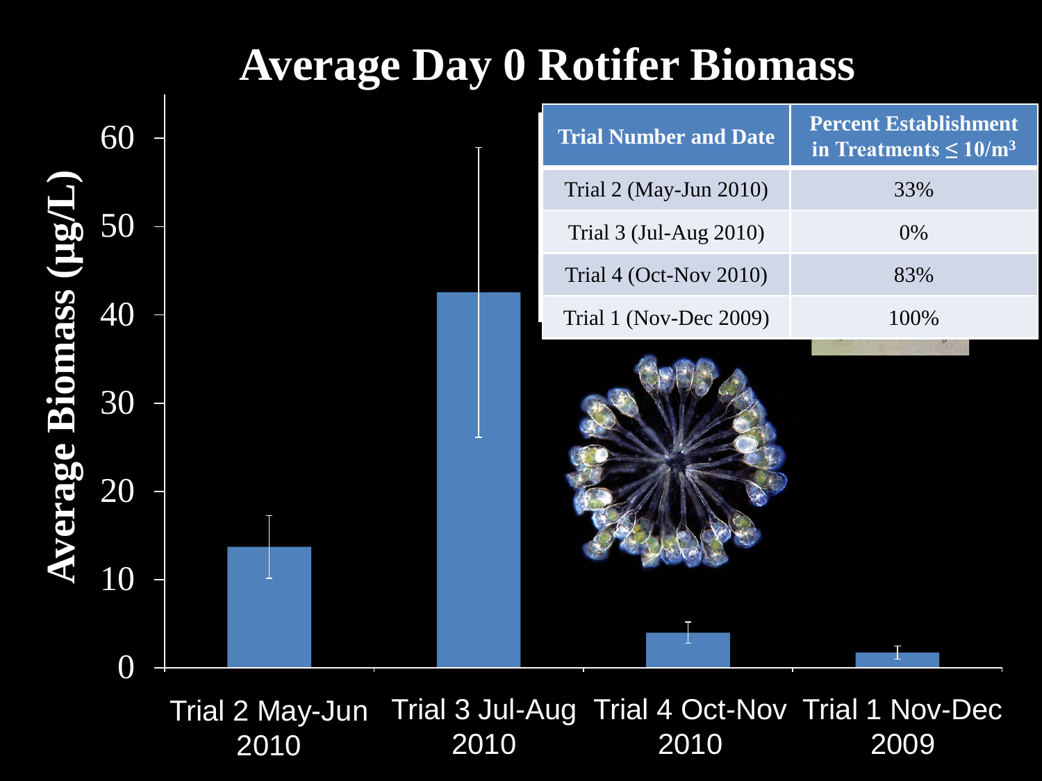# Average Day 0 Rotifer Biomass

| Trial Number and Date | Percent Establishment in Treatments ≤ 10/m³ |
| --- | --- |
| Trial 2 (May-Jun 2010) | 33% |
| Trial 3 (Jul-Aug 2010) | 0% |
| Trial 4 (Oct-Nov 2010) | 83% |
| Trial 1 (Nov-Dec 2009) | 100% |

Average Biomass (µg/L)

Trial 2 May-Jun 2010 | Trial 3 Jul-Aug 2010 | Trial 4 Oct-Nov 2010 | Trial 1 Nov-Dec 2009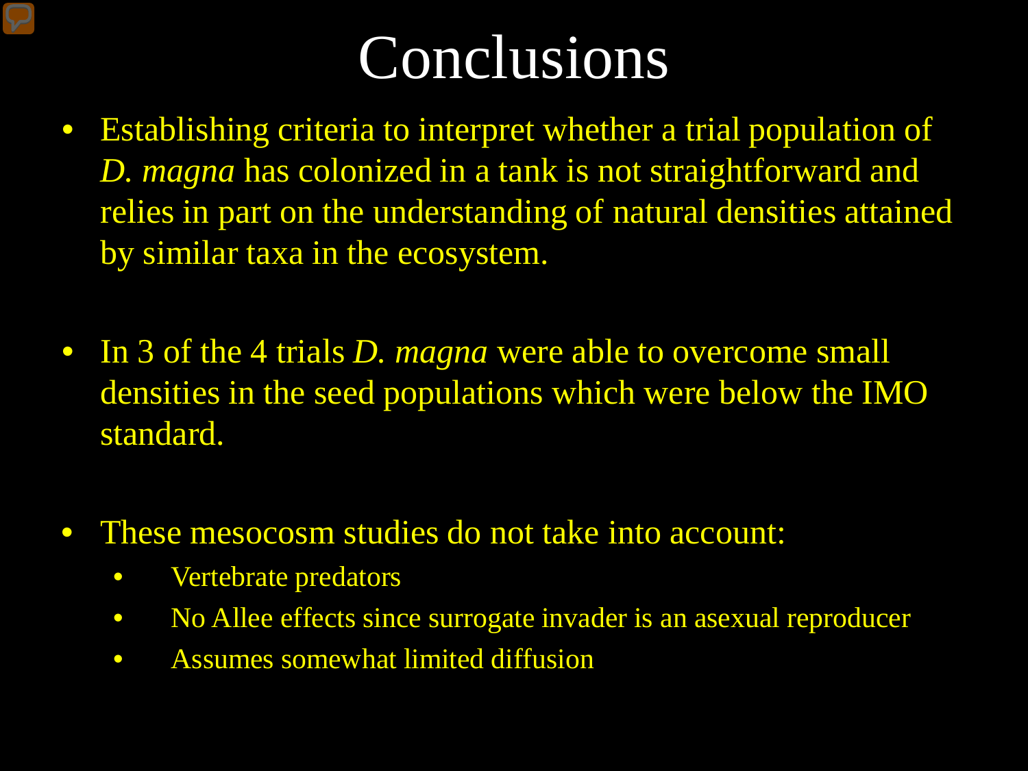# Conclusions

- Establishing criteria to interpret whether a trial population of *D. magna* has colonized in a tank is not straightforward and relies in part on the understanding of natural densities attained by similar taxa in the ecosystem.

- In 3 of the 4 trials *D. magna* were able to overcome small densities in the seed populations which were below the IMO standard.

- These mesocosm studies do not take into account:
  - Vertebrate predators
  - No Allee effects since surrogate invader is an asexual reproducer
  - Assumes somewhat limited diffusion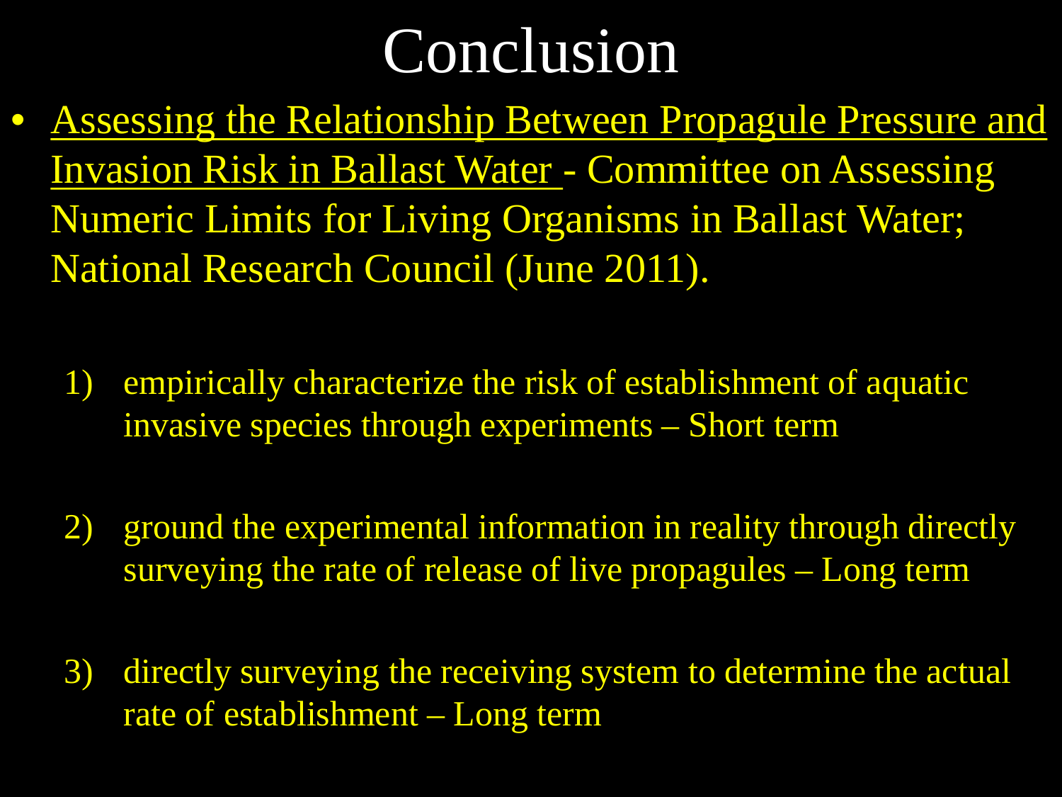# Conclusion

- Assessing the Relationship Between Propagule Pressure and Invasion Risk in Ballast Water - Committee on Assessing Numeric Limits for Living Organisms in Ballast Water; National Research Council (June 2011).

  1) empirically characterize the risk of establishment of aquatic invasive species through experiments – Short term

  2) ground the experimental information in reality through directly surveying the rate of release of live propagules – Long term

  3) directly surveying the receiving system to determine the actual rate of establishment – Long term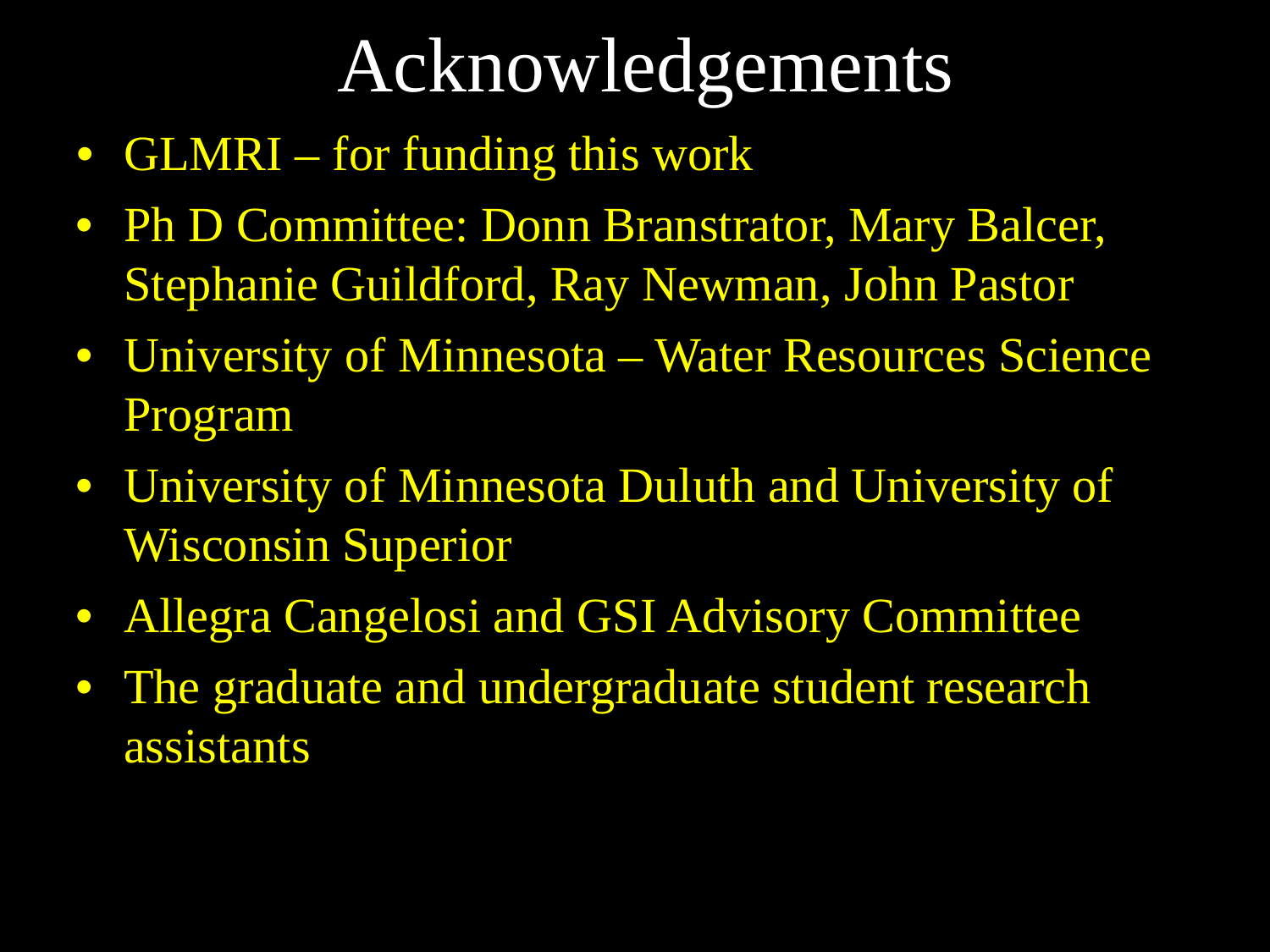# Acknowledgements

- GLMRI – for funding this work
- Ph D Committee: Donn Branstrator, Mary Balcer, Stephanie Guildford, Ray Newman, John Pastor
- University of Minnesota – Water Resources Science Program
- University of Minnesota Duluth and University of Wisconsin Superior
- Allegra Cangelosi and GSI Advisory Committee
- The graduate and undergraduate student research assistants